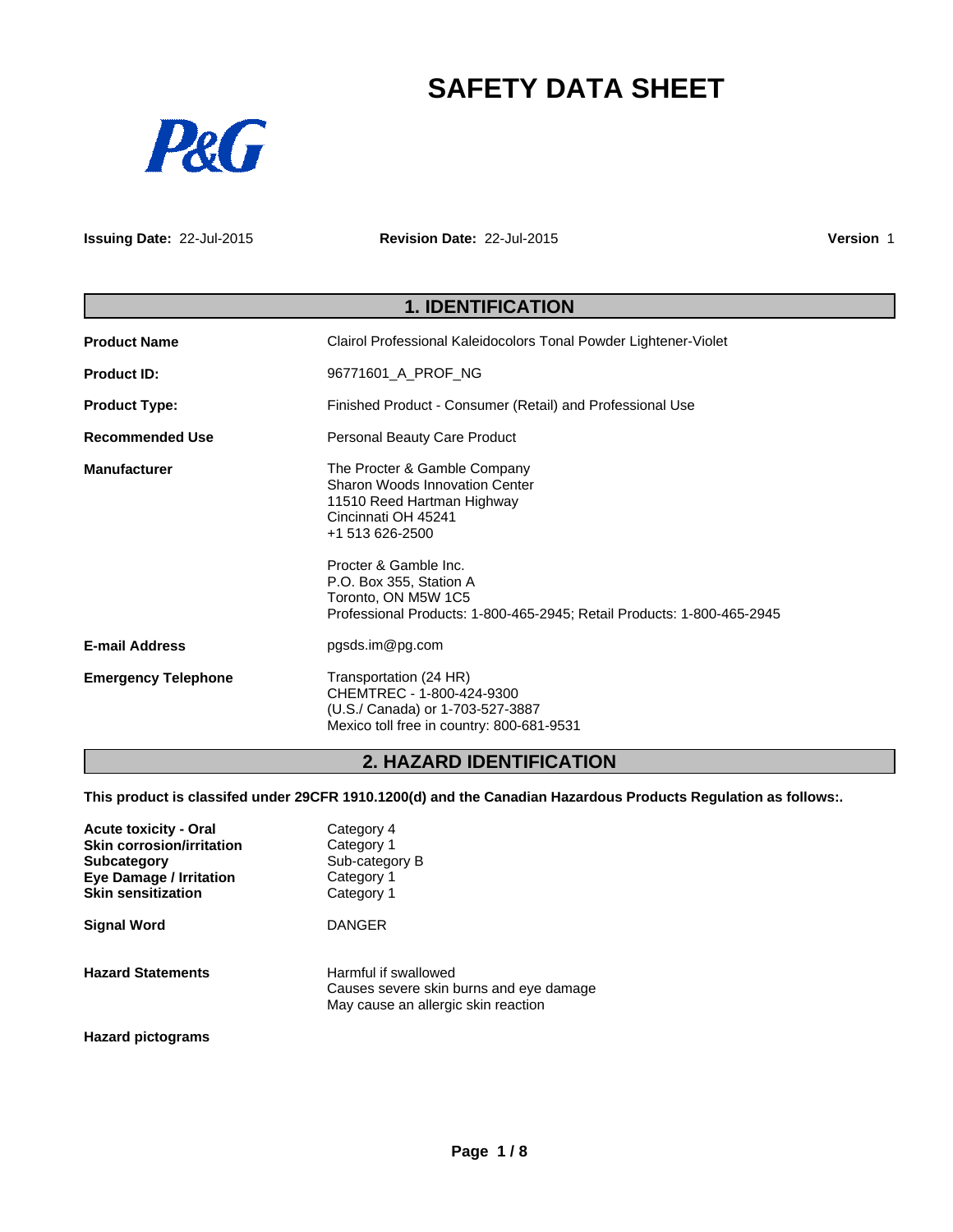# SAFETY DATA SHEET

**Issuing Date:** 22-Jul-2015 **Revision Date:** 22-Jul-2015 **Version** 1

## 1. IDENTIFICATION

**Product Name** Clairol Professional Kaleidocolors Tonal Powder Lightener-Violet

**Product ID:** 96771601_A_PROF_NG

**Product Type:** Finished Product - Consumer (Retail) and Professional Use

**Recommended Use** Personal Beauty Care Product

**Manufacturer**
The Procter & Gamble Company
Sharon Woods Innovation Center
11510 Reed Hartman Highway
Cincinnati OH 45241
+1 513 626-2500

Procter & Gamble Inc.
P.O. Box 355, Station A
Toronto, ON M5W 1C5
Professional Products: 1-800-465-2945; Retail Products: 1-800-465-2945

**E-mail Address** pgsds.im@pg.com

**Emergency Telephone**
Transportation (24 HR)
CHEMTREC - 1-800-424-9300
(U.S./ Canada) or 1-703-527-3887
Mexico toll free in country: 800-681-9531

## 2. HAZARD IDENTIFICATION

**This product is classifed under 29CFR 1910.1200(d) and the Canadian Hazardous Products Regulation as follows:.**

| | |
|---|---|
| **Acute toxicity - Oral** | Category 4 |
| **Skin corrosion/irritation** | Category 1 |
| **Subcategory** | Sub-category B |
| **Eye Damage / Irritation** | Category 1 |
| **Skin sensitization** | Category 1 |

**Signal Word** DANGER

**Hazard Statements**
Harmful if swallowed
Causes severe skin burns and eye damage
May cause an allergic skin reaction

**Hazard pictograms**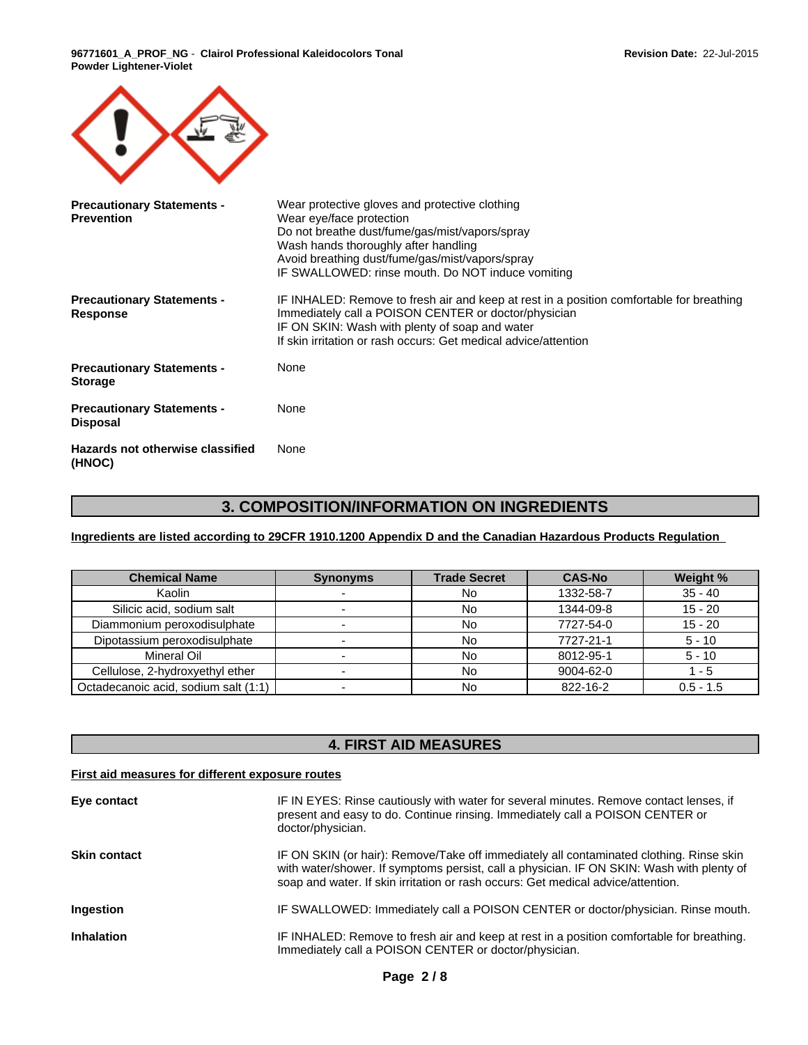| Precautionary Statements - Prevention | Wear protective gloves and protective clothing<br>Wear eye/face protection<br>Do not breathe dust/fume/gas/mist/vapors/spray<br>Wash hands thoroughly after handling<br>Avoid breathing dust/fume/gas/mist/vapors/spray<br>IF SWALLOWED: rinse mouth. Do NOT induce vomiting |
|---|---|
| **Precautionary Statements - Response** | IF INHALED: Remove to fresh air and keep at rest in a position comfortable for breathing<br>Immediately call a POISON CENTER or doctor/physician<br>IF ON SKIN: Wash with plenty of soap and water<br>If skin irritation or rash occurs: Get medical advice/attention |
| **Precautionary Statements - Storage** | None |
| **Precautionary Statements - Disposal** | None |
| **Hazards not otherwise classified (HNOC)** | None |

## 3. COMPOSITION/INFORMATION ON INGREDIENTS

**Ingredients are listed according to 29CFR 1910.1200 Appendix D and the Canadian Hazardous Products Regulation**

| Chemical Name | Synonyms | Trade Secret | CAS-No | Weight % |
|---|---|---|---|---|
| Kaolin | - | No | 1332-58-7 | 35 - 40 |
| Silicic acid, sodium salt | - | No | 1344-09-8 | 15 - 20 |
| Diammonium peroxodisulphate | - | No | 7727-54-0 | 15 - 20 |
| Dipotassium peroxodisulphate | - | No | 7727-21-1 | 5 - 10 |
| Mineral Oil | - | No | 8012-95-1 | 5 - 10 |
| Cellulose, 2-hydroxyethyl ether | - | No | 9004-62-0 | 1 - 5 |
| Octadecanoic acid, sodium salt (1:1) | - | No | 822-16-2 | 0.5 - 1.5 |

## 4. FIRST AID MEASURES

**First aid measures for different exposure routes**

| | |
|---|---|
| **Eye contact** | IF IN EYES: Rinse cautiously with water for several minutes. Remove contact lenses, if present and easy to do. Continue rinsing. Immediately call a POISON CENTER or doctor/physician. |
| **Skin contact** | IF ON SKIN (or hair): Remove/Take off immediately all contaminated clothing. Rinse skin with water/shower. If symptoms persist, call a physician. IF ON SKIN: Wash with plenty of soap and water. If skin irritation or rash occurs: Get medical advice/attention. |
| **Ingestion** | IF SWALLOWED: Immediately call a POISON CENTER or doctor/physician. Rinse mouth. |
| **Inhalation** | IF INHALED: Remove to fresh air and keep at rest in a position comfortable for breathing. Immediately call a POISON CENTER or doctor/physician. |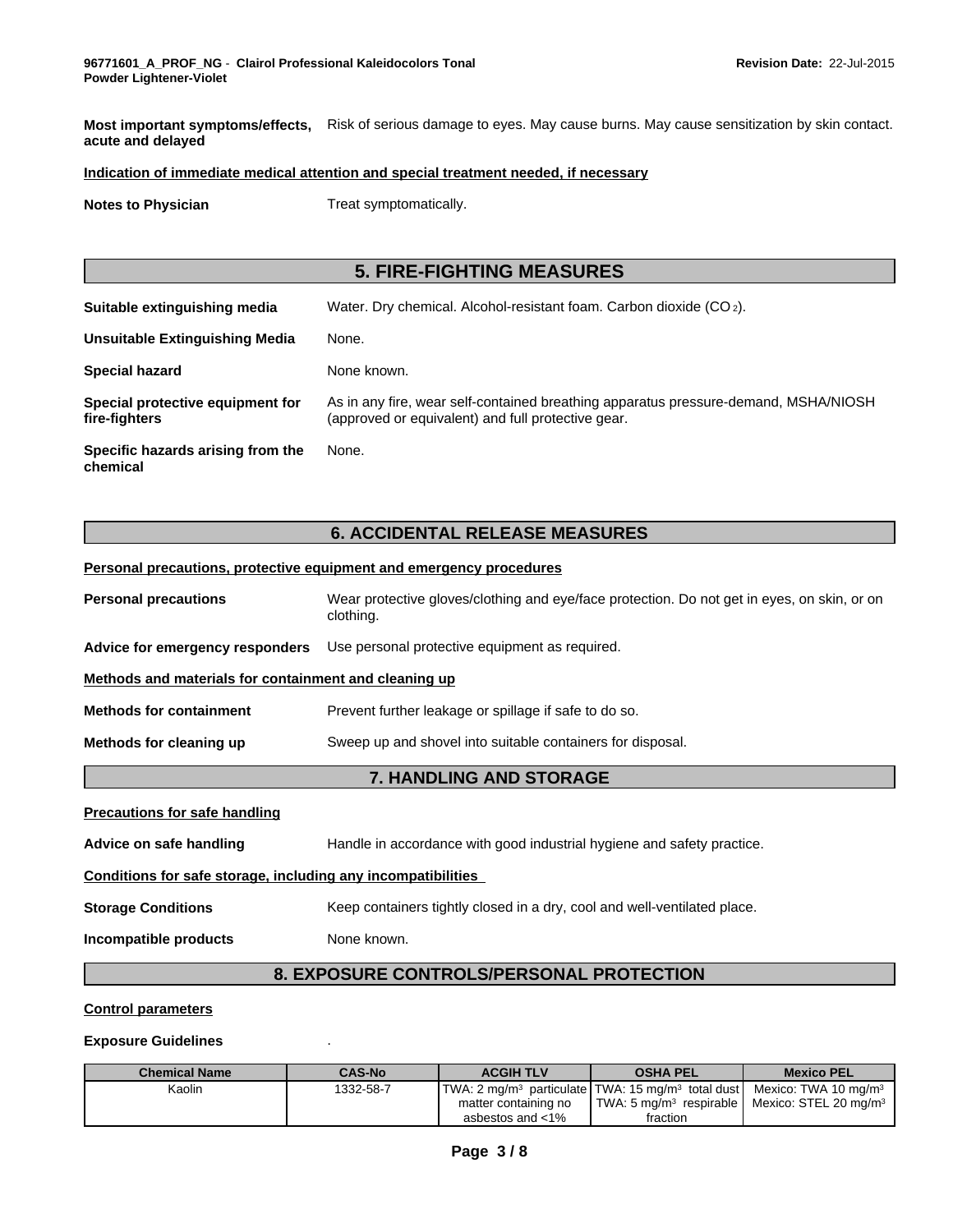**Most important symptoms/effects, acute and delayed** Risk of serious damage to eyes. May cause burns. May cause sensitization by skin contact.

**Indication of immediate medical attention and special treatment needed, if necessary**

**Notes to Physician** Treat symptomatically.

## 5. FIRE-FIGHTING MEASURES

**Suitable extinguishing media** Water. Dry chemical. Alcohol-resistant foam. Carbon dioxide ($CO_2$).

**Unsuitable Extinguishing Media** None.

**Special hazard** None known.

**Special protective equipment for fire-fighters** As in any fire, wear self-contained breathing apparatus pressure-demand, MSHA/NIOSH (approved or equivalent) and full protective gear.

**Specific hazards arising from the chemical** None.

## 6. ACCIDENTAL RELEASE MEASURES

**Personal precautions, protective equipment and emergency procedures**

**Personal precautions** Wear protective gloves/clothing and eye/face protection. Do not get in eyes, on skin, or on clothing.

**Advice for emergency responders** Use personal protective equipment as required.

**Methods and materials for containment and cleaning up**

**Methods for containment** Prevent further leakage or spillage if safe to do so.

**Methods for cleaning up** Sweep up and shovel into suitable containers for disposal.

## 7. HANDLING AND STORAGE

**Precautions for safe handling**

**Advice on safe handling** Handle in accordance with good industrial hygiene and safety practice.

**Conditions for safe storage, including any incompatibilities**

**Storage Conditions** Keep containers tightly closed in a dry, cool and well-ventilated place.

**Incompatible products** None known.

## 8. EXPOSURE CONTROLS/PERSONAL PROTECTION

**Control parameters**

**Exposure Guidelines** .

| Chemical Name | CAS-No | ACGIH TLV | OSHA PEL | Mexico PEL |
|---|---|---|---|---|
| Kaolin | 1332-58-7 | TWA: 2 mg/m³ particulate matter containing no asbestos and <1% | TWA: 15 mg/m³ total dust TWA: 5 mg/m³ respirable fraction | Mexico: TWA 10 mg/m³ Mexico: STEL 20 mg/m³ |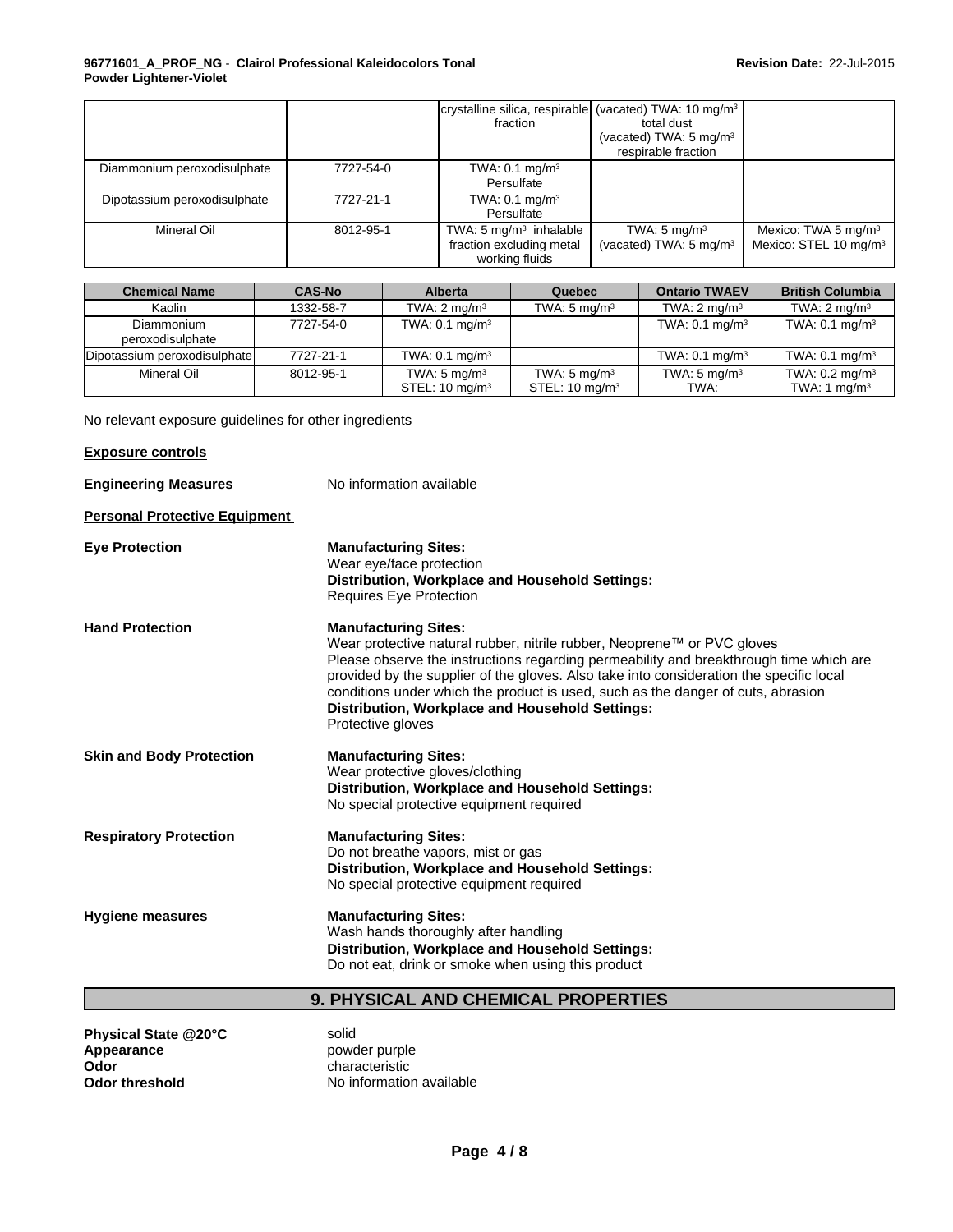|  |  |  |  |  |
|---|---|---|---|---|
|  |  | crystalline silica, respirable fraction | (vacated) TWA: 10 mg/m³ total dust (vacated) TWA: 5 mg/m³ respirable fraction |  |
| Diammonium peroxodisulphate | 7727-54-0 | TWA: 0.1 mg/m³ Persulfate |  |  |
| Dipotassium peroxodisulphate | 7727-21-1 | TWA: 0.1 mg/m³ Persulfate |  |  |
| Mineral Oil | 8012-95-1 | TWA: 5 mg/m³ inhalable fraction excluding metal working fluids | TWA: 5 mg/m³ (vacated) TWA: 5 mg/m³ | Mexico: TWA 5 mg/m³ Mexico: STEL 10 mg/m³ |

| Chemical Name | CAS-No | Alberta | Quebec | Ontario TWAEV | British Columbia |
|---|---|---|---|---|---|
| Kaolin | 1332-58-7 | TWA: 2 mg/m³ | TWA: 5 mg/m³ | TWA: 2 mg/m³ | TWA: 2 mg/m³ |
| Diammonium peroxodisulphate | 7727-54-0 | TWA: 0.1 mg/m³ |  | TWA: 0.1 mg/m³ | TWA: 0.1 mg/m³ |
| Dipotassium peroxodisulphate | 7727-21-1 | TWA: 0.1 mg/m³ |  | TWA: 0.1 mg/m³ | TWA: 0.1 mg/m³ |
| Mineral Oil | 8012-95-1 | TWA: 5 mg/m³ STEL: 10 mg/m³ | TWA: 5 mg/m³ STEL: 10 mg/m³ | TWA: 5 mg/m³ TWA: | TWA: 0.2 mg/m³ TWA: 1 mg/m³ |

No relevant exposure guidelines for other ingredients

**Exposure controls**

**Engineering Measures** No information available

**Personal Protective Equipment**

**Eye Protection**
**Manufacturing Sites:**
Wear eye/face protection
**Distribution, Workplace and Household Settings:**
Requires Eye Protection

**Hand Protection**
**Manufacturing Sites:**
Wear protective natural rubber, nitrile rubber, Neoprene™ or PVC gloves
Please observe the instructions regarding permeability and breakthrough time which are provided by the supplier of the gloves. Also take into consideration the specific local conditions under which the product is used, such as the danger of cuts, abrasion
**Distribution, Workplace and Household Settings:**
Protective gloves

**Skin and Body Protection**
**Manufacturing Sites:**
Wear protective gloves/clothing
**Distribution, Workplace and Household Settings:**
No special protective equipment required

**Respiratory Protection**
**Manufacturing Sites:**
Do not breathe vapors, mist or gas
**Distribution, Workplace and Household Settings:**
No special protective equipment required

**Hygiene measures**
**Manufacturing Sites:**
Wash hands thoroughly after handling
**Distribution, Workplace and Household Settings:**
Do not eat, drink or smoke when using this product

## 9. PHYSICAL AND CHEMICAL PROPERTIES

**Physical State @20°C** solid
**Appearance** powder purple
**Odor** characteristic
**Odor threshold** No information available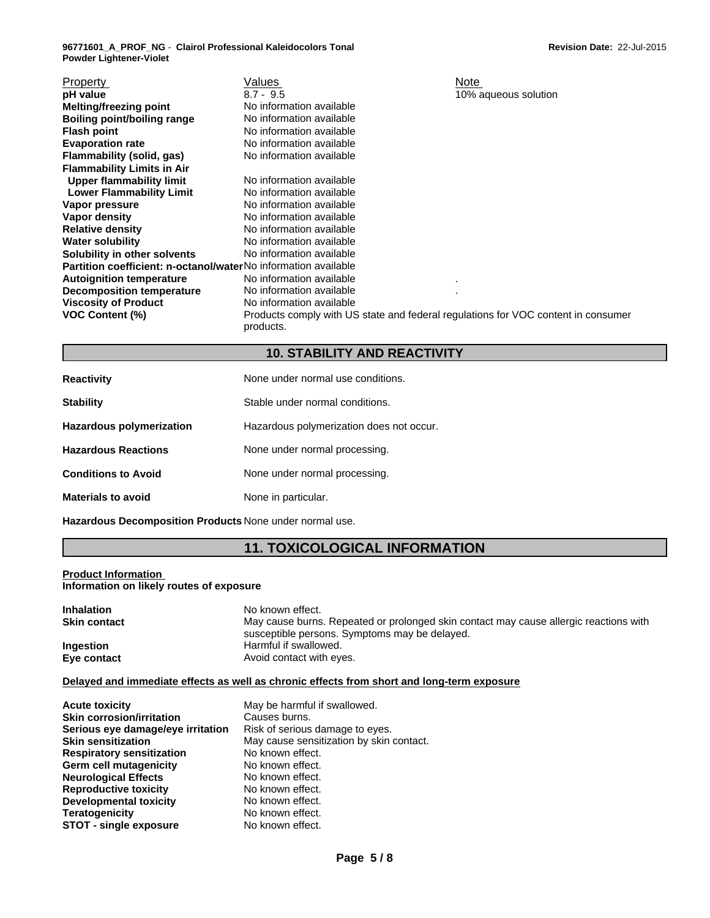| Property | Values | Note |
|---|---|---|
| **pH value** | 8.7 - 9.5 | 10% aqueous solution |
| **Melting/freezing point** | No information available | |
| **Boiling point/boiling range** | No information available | |
| **Flash point** | No information available | |
| **Evaporation rate** | No information available | |
| **Flammability (solid, gas)** | No information available | |
| **Flammability Limits in Air** | | |
| **Upper flammability limit** | No information available | |
| **Lower Flammability Limit** | No information available | |
| **Vapor pressure** | No information available | |
| **Vapor density** | No information available | |
| **Relative density** | No information available | |
| **Water solubility** | No information available | |
| **Solubility in other solvents** | No information available | |
| **Partition coefficient: n-octanol/water** | No information available | |
| **Autoignition temperature** | No information available | . |
| **Decomposition temperature** | No information available | . |
| **Viscosity of Product** | No information available | |
| **VOC Content (%)** | Products comply with US state and federal regulations for VOC content in consumer products. | |

## 10. STABILITY AND REACTIVITY

**Reactivity** None under normal use conditions.

**Stability** Stable under normal conditions.

**Hazardous polymerization** Hazardous polymerization does not occur.

**Hazardous Reactions** None under normal processing.

**Conditions to Avoid** None under normal processing.

**Materials to avoid** None in particular.

**Hazardous Decomposition Products** None under normal use.

## 11. TOXICOLOGICAL INFORMATION

**Product Information**
**Information on likely routes of exposure**

**Inhalation** No known effect.
**Skin contact** May cause burns. Repeated or prolonged skin contact may cause allergic reactions with susceptible persons. Symptoms may be delayed.
**Ingestion** Harmful if swallowed.
**Eye contact** Avoid contact with eyes.

**Delayed and immediate effects as well as chronic effects from short and long-term exposure**

**Acute toxicity** May be harmful if swallowed.
**Skin corrosion/irritation** Causes burns.
**Serious eye damage/eye irritation** Risk of serious damage to eyes.
**Skin sensitization** May cause sensitization by skin contact.
**Respiratory sensitization** No known effect.
**Germ cell mutagenicity** No known effect.
**Neurological Effects** No known effect.
**Reproductive toxicity** No known effect.
**Developmental toxicity** No known effect.
**Teratogenicity** No known effect.
**STOT - single exposure** No known effect.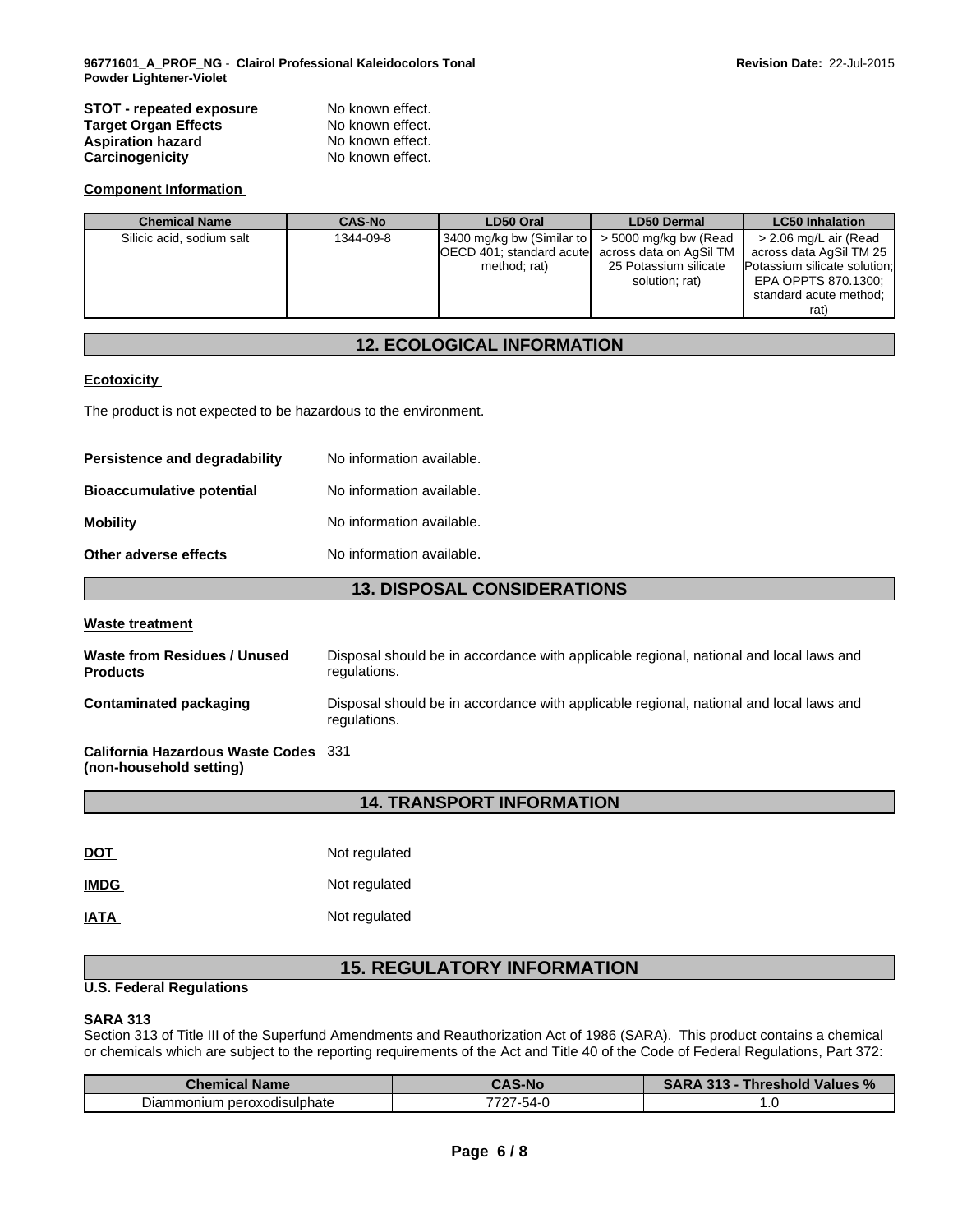| | |
|---|---|
| **STOT - repeated exposure** | No known effect. |
| **Target Organ Effects** | No known effect. |
| **Aspiration hazard** | No known effect. |
| **Carcinogenicity** | No known effect. |

**Component Information**

| Chemical Name | CAS-No | LD50 Oral | LD50 Dermal | LC50 Inhalation |
|---|---|---|---|---|
| Silicic acid, sodium salt | 1344-09-8 | 3400 mg/kg bw (Similar to OECD 401; standard acute method; rat) | > 5000 mg/kg bw (Read across data on AgSil TM 25 Potassium silicate solution; rat) | > 2.06 mg/L air (Read across data AgSil TM 25 Potassium silicate solution; EPA OPPTS 870.1300; standard acute method; rat) |

## 12. ECOLOGICAL INFORMATION

**Ecotoxicity**

The product is not expected to be hazardous to the environment.

| | |
|---|---|
| **Persistence and degradability** | No information available. |
| **Bioaccumulative potential** | No information available. |
| **Mobility** | No information available. |
| **Other adverse effects** | No information available. |

## 13. DISPOSAL CONSIDERATIONS

**Waste treatment**

| | |
|---|---|
| **Waste from Residues / Unused Products** | Disposal should be in accordance with applicable regional, national and local laws and regulations. |
| **Contaminated packaging** | Disposal should be in accordance with applicable regional, national and local laws and regulations. |
| **California Hazardous Waste Codes (non-household setting)** | 331 |

## 14. TRANSPORT INFORMATION

| | |
|---|---|
| **DOT** | Not regulated |
| **IMDG** | Not regulated |
| **IATA** | Not regulated |

## 15. REGULATORY INFORMATION

**U.S. Federal Regulations**

**SARA 313**

Section 313 of Title III of the Superfund Amendments and Reauthorization Act of 1986 (SARA). This product contains a chemical or chemicals which are subject to the reporting requirements of the Act and Title 40 of the Code of Federal Regulations, Part 372:

| Chemical Name | CAS-No | SARA 313 - Threshold Values % |
|---|---|---|
| Diammonium peroxodisulphate | 7727-54-0 | 1.0 |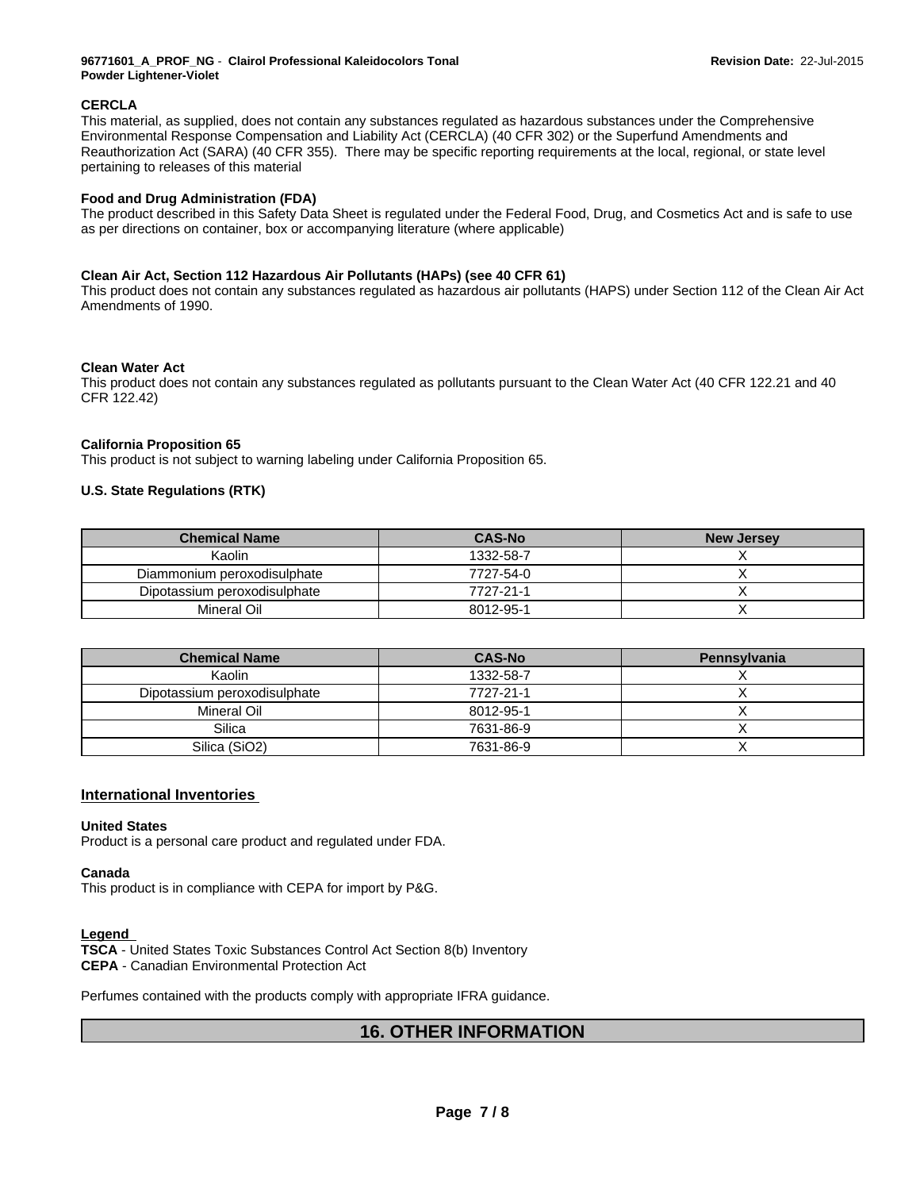### CERCLA

This material, as supplied, does not contain any substances regulated as hazardous substances under the Comprehensive Environmental Response Compensation and Liability Act (CERCLA) (40 CFR 302) or the Superfund Amendments and Reauthorization Act (SARA) (40 CFR 355). There may be specific reporting requirements at the local, regional, or state level pertaining to releases of this material

### Food and Drug Administration (FDA)

The product described in this Safety Data Sheet is regulated under the Federal Food, Drug, and Cosmetics Act and is safe to use as per directions on container, box or accompanying literature (where applicable)

### Clean Air Act, Section 112 Hazardous Air Pollutants (HAPs) (see 40 CFR 61)

This product does not contain any substances regulated as hazardous air pollutants (HAPS) under Section 112 of the Clean Air Act Amendments of 1990.

### Clean Water Act

This product does not contain any substances regulated as pollutants pursuant to the Clean Water Act (40 CFR 122.21 and 40 CFR 122.42)

### California Proposition 65

This product is not subject to warning labeling under California Proposition 65.

### U.S. State Regulations (RTK)

| Chemical Name | CAS-No | New Jersey |
|---|---|---|
| Kaolin | 1332-58-7 | X |
| Diammonium peroxodisulphate | 7727-54-0 | X |
| Dipotassium peroxodisulphate | 7727-21-1 | X |
| Mineral Oil | 8012-95-1 | X |

| Chemical Name | CAS-No | Pennsylvania |
|---|---|---|
| Kaolin | 1332-58-7 | X |
| Dipotassium peroxodisulphate | 7727-21-1 | X |
| Mineral Oil | 8012-95-1 | X |
| Silica | 7631-86-9 | X |
| Silica (SiO2) | 7631-86-9 | X |

## International Inventories

### United States

Product is a personal care product and regulated under FDA.

### Canada

This product is in compliance with CEPA for import by P&G.

### Legend

**TSCA** - United States Toxic Substances Control Act Section 8(b) Inventory
**CEPA** - Canadian Environmental Protection Act

Perfumes contained with the products comply with appropriate IFRA guidance.

## 16. OTHER INFORMATION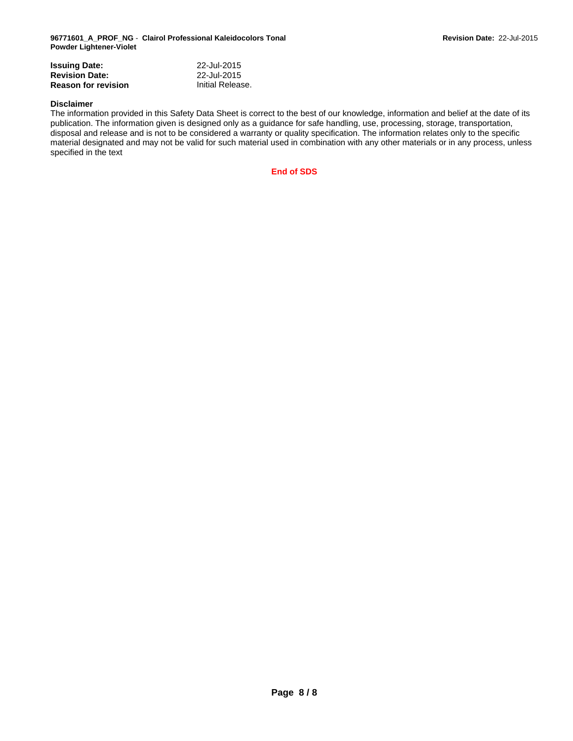| | |
|---|---|
| **Issuing Date:** | 22-Jul-2015 |
| **Revision Date:** | 22-Jul-2015 |
| **Reason for revision** | Initial Release. |

**Disclaimer**

The information provided in this Safety Data Sheet is correct to the best of our knowledge, information and belief at the date of its publication. The information given is designed only as a guidance for safe handling, use, processing, storage, transportation, disposal and release and is not to be considered a warranty or quality specification. The information relates only to the specific material designated and may not be valid for such material used in combination with any other materials or in any process, unless specified in the text

**End of SDS**